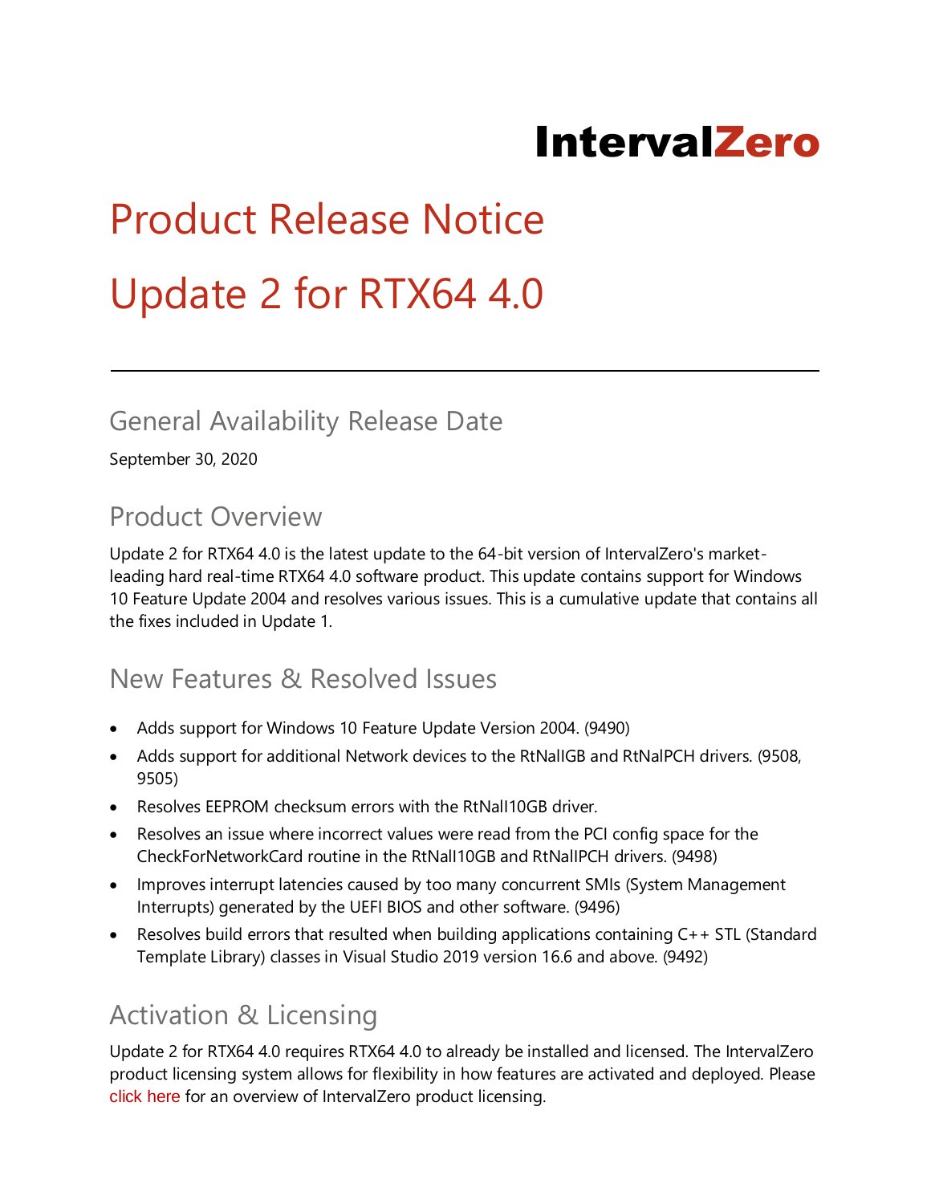IntervalZero

# Product Release Notice

# Update 2 for RTX64 4.0

---

## General Availability Release Date

September 30, 2020

## Product Overview

Update 2 for RTX64 4.0 is the latest update to the 64-bit version of IntervalZero's market-leading hard real-time RTX64 4.0 software product. This update contains support for Windows 10 Feature Update 2004 and resolves various issues. This is a cumulative update that contains all the fixes included in Update 1.

## New Features & Resolved Issues

- Adds support for Windows 10 Feature Update Version 2004. (9490)
- Adds support for additional Network devices to the RtNalIGB and RtNalPCH drivers. (9508, 9505)
- Resolves EEPROM checksum errors with the RtNalI10GB driver.
- Resolves an issue where incorrect values were read from the PCI config space for the CheckForNetworkCard routine in the RtNalI10GB and RtNalIPCH drivers. (9498)
- Improves interrupt latencies caused by too many concurrent SMIs (System Management Interrupts) generated by the UEFI BIOS and other software. (9496)
- Resolves build errors that resulted when building applications containing C++ STL (Standard Template Library) classes in Visual Studio 2019 version 16.6 and above. (9492)

## Activation & Licensing

Update 2 for RTX64 4.0 requires RTX64 4.0 to already be installed and licensed. The IntervalZero product licensing system allows for flexibility in how features are activated and deployed. Please click here for an overview of IntervalZero product licensing.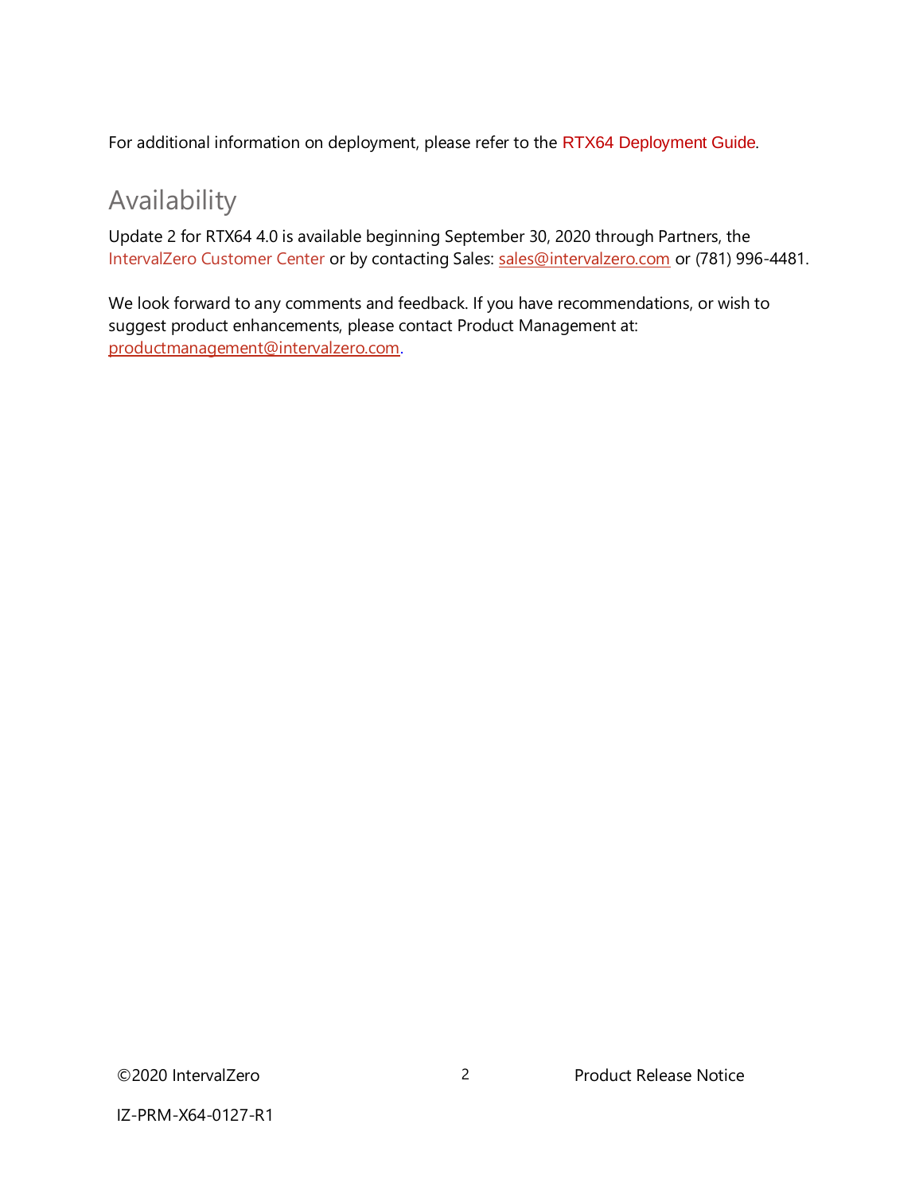For additional information on deployment, please refer to the RTX64 Deployment Guide.

## Availability

Update 2 for RTX64 4.0 is available beginning September 30, 2020 through Partners, the IntervalZero Customer Center or by contacting Sales: sales@intervalzero.com or (781) 996-4481.

We look forward to any comments and feedback. If you have recommendations, or wish to suggest product enhancements, please contact Product Management at: productmanagement@intervalzero.com.